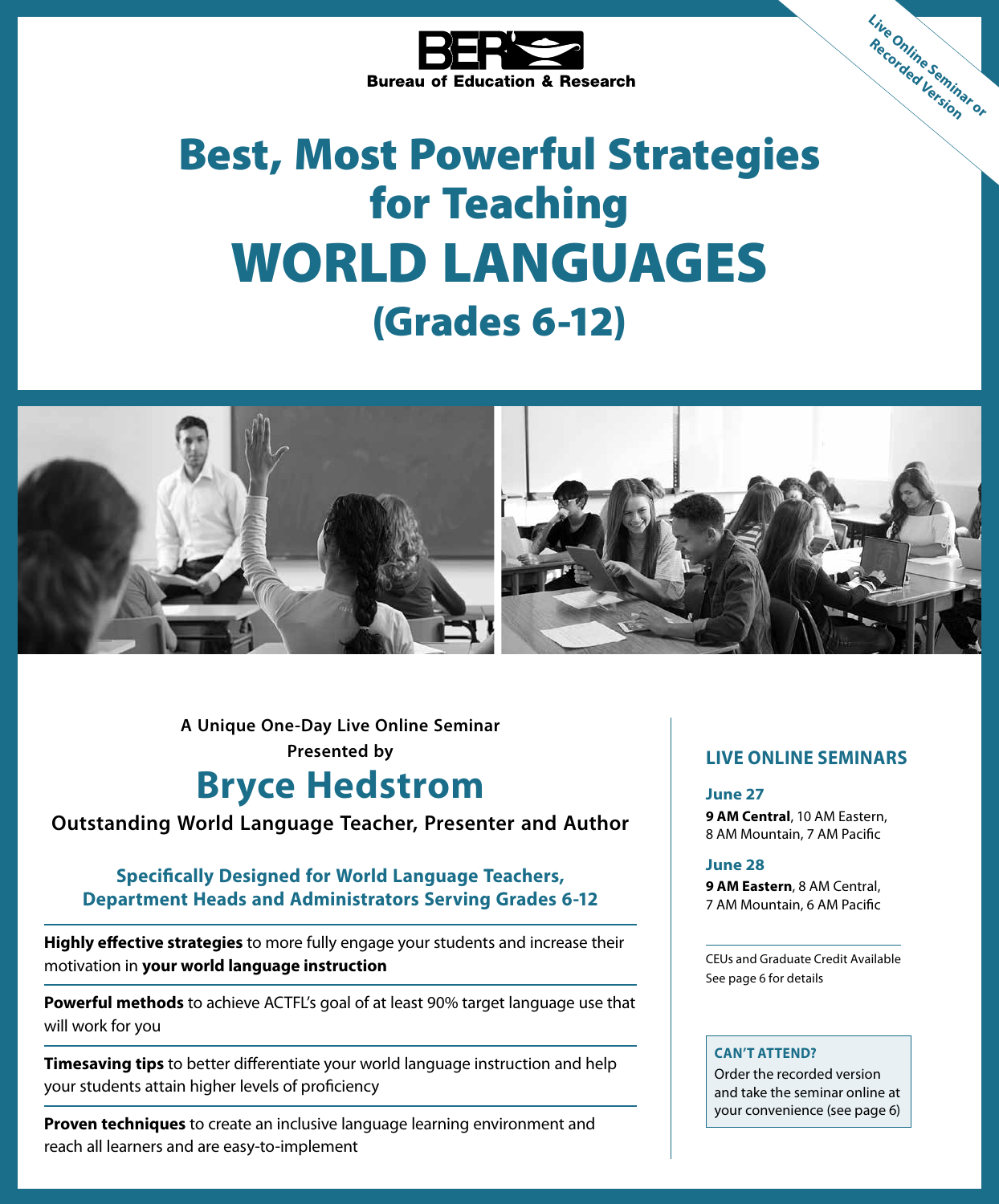**BER**
Bureau of Education & Research

*Live Online Seminar or Recorded Version*

# Best, Most Powerful Strategies for Teaching WORLD LANGUAGES (Grades 6-12)

**A Unique One-Day Live Online Seminar**
**Presented by**

## Bryce Hedstrom

**Outstanding World Language Teacher, Presenter and Author**

**Specifically Designed for World Language Teachers, Department Heads and Administrators Serving Grades 6-12**

**Highly effective strategies** to more fully engage your students and increase their motivation in **your world language instruction**

**Powerful methods** to achieve ACTFL's goal of at least 90% target language use that will work for you

**Timesaving tips** to better differentiate your world language instruction and help your students attain higher levels of proficiency

**Proven techniques** to create an inclusive language learning environment and reach all learners and are easy-to-implement

### LIVE ONLINE SEMINARS

**June 27**
**9 AM Central**, 10 AM Eastern, 8 AM Mountain, 7 AM Pacific

**June 28**
**9 AM Eastern**, 8 AM Central, 7 AM Mountain, 6 AM Pacific

CEUs and Graduate Credit Available
See page 6 for details

**CAN'T ATTEND?**
Order the recorded version and take the seminar online at your convenience (see page 6)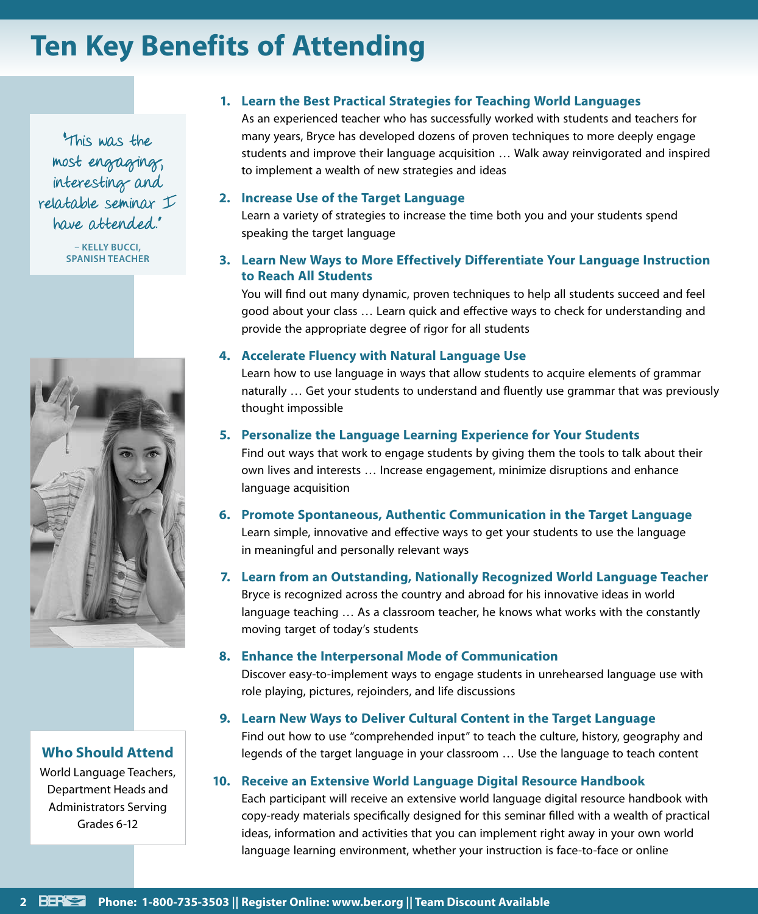# Ten Key Benefits of Attending

"This was the most engaging, interesting and relatable seminar I have attended."

– KELLY BUCCI, SPANISH TEACHER

1. **Learn the Best Practical Strategies for Teaching World Languages**
   As an experienced teacher who has successfully worked with students and teachers for many years, Bryce has developed dozens of proven techniques to more deeply engage students and improve their language acquisition … Walk away reinvigorated and inspired to implement a wealth of new strategies and ideas

2. **Increase Use of the Target Language**
   Learn a variety of strategies to increase the time both you and your students spend speaking the target language

3. **Learn New Ways to More Effectively Differentiate Your Language Instruction to Reach All Students**
   You will find out many dynamic, proven techniques to help all students succeed and feel good about your class … Learn quick and effective ways to check for understanding and provide the appropriate degree of rigor for all students

4. **Accelerate Fluency with Natural Language Use**
   Learn how to use language in ways that allow students to acquire elements of grammar naturally … Get your students to understand and fluently use grammar that was previously thought impossible

5. **Personalize the Language Learning Experience for Your Students**
   Find out ways that work to engage students by giving them the tools to talk about their own lives and interests … Increase engagement, minimize disruptions and enhance language acquisition

6. **Promote Spontaneous, Authentic Communication in the Target Language**
   Learn simple, innovative and effective ways to get your students to use the language in meaningful and personally relevant ways

7. **Learn from an Outstanding, Nationally Recognized World Language Teacher**
   Bryce is recognized across the country and abroad for his innovative ideas in world language teaching … As a classroom teacher, he knows what works with the constantly moving target of today's students

8. **Enhance the Interpersonal Mode of Communication**
   Discover easy-to-implement ways to engage students in unrehearsed language use with role playing, pictures, rejoinders, and life discussions

9. **Learn New Ways to Deliver Cultural Content in the Target Language**
   Find out how to use "comprehended input" to teach the culture, history, geography and legends of the target language in your classroom … Use the language to teach content

10. **Receive an Extensive World Language Digital Resource Handbook**
    Each participant will receive an extensive world language digital resource handbook with copy-ready materials specifically designed for this seminar filled with a wealth of practical ideas, information and activities that you can implement right away in your own world language learning environment, whether your instruction is face-to-face or online

## Who Should Attend

World Language Teachers, Department Heads and Administrators Serving Grades 6-12

Phone: 1-800-735-3503 || Register Online: www.ber.org || Team Discount Available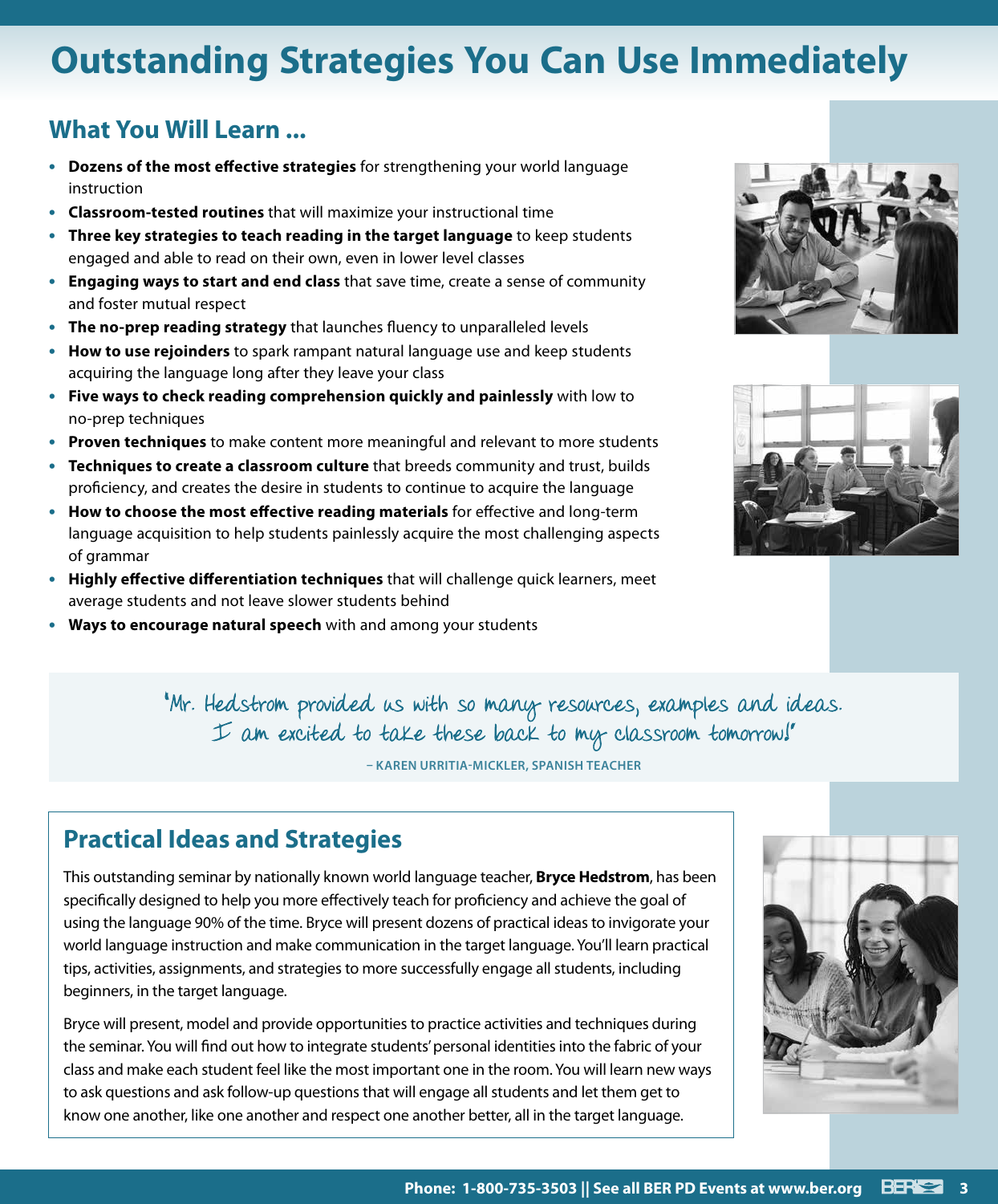# Outstanding Strategies You Can Use Immediately

## What You Will Learn ...

- **Dozens of the most effective strategies** for strengthening your world language instruction
- **Classroom-tested routines** that will maximize your instructional time
- **Three key strategies to teach reading in the target language** to keep students engaged and able to read on their own, even in lower level classes
- **Engaging ways to start and end class** that save time, create a sense of community and foster mutual respect
- **The no-prep reading strategy** that launches fluency to unparalleled levels
- **How to use rejoinders** to spark rampant natural language use and keep students acquiring the language long after they leave your class
- **Five ways to check reading comprehension quickly and painlessly** with low to no-prep techniques
- **Proven techniques** to make content more meaningful and relevant to more students
- **Techniques to create a classroom culture** that breeds community and trust, builds proficiency, and creates the desire in students to continue to acquire the language
- **How to choose the most effective reading materials** for effective and long-term language acquisition to help students painlessly acquire the most challenging aspects of grammar
- **Highly effective differentiation techniques** that will challenge quick learners, meet average students and not leave slower students behind
- **Ways to encourage natural speech** with and among your students

"Mr. Hedstrom provided us with so many resources, examples and ideas. I am excited to take these back to my classroom tomorrow!"

– KAREN URRITIA-MICKLER, SPANISH TEACHER

## Practical Ideas and Strategies

This outstanding seminar by nationally known world language teacher, **Bryce Hedstrom**, has been specifically designed to help you more effectively teach for proficiency and achieve the goal of using the language 90% of the time. Bryce will present dozens of practical ideas to invigorate your world language instruction and make communication in the target language. You'll learn practical tips, activities, assignments, and strategies to more successfully engage all students, including beginners, in the target language.

Bryce will present, model and provide opportunities to practice activities and techniques during the seminar. You will find out how to integrate students' personal identities into the fabric of your class and make each student feel like the most important one in the room. You will learn new ways to ask questions and ask follow-up questions that will engage all students and let them get to know one another, like one another and respect one another better, all in the target language.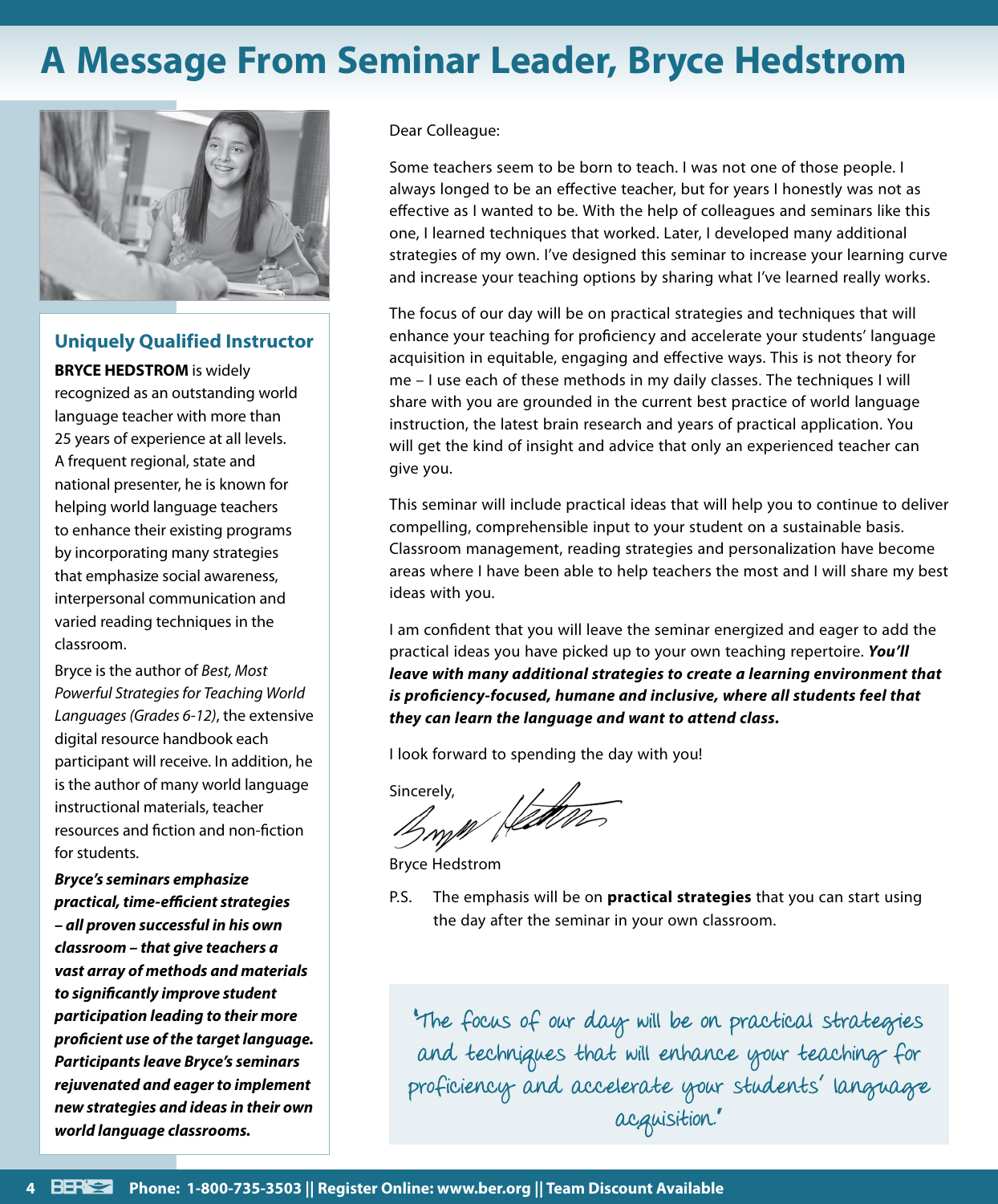# A Message From Seminar Leader, Bryce Hedstrom

### Uniquely Qualified Instructor

**BRYCE HEDSTROM** is widely recognized as an outstanding world language teacher with more than 25 years of experience at all levels. A frequent regional, state and national presenter, he is known for helping world language teachers to enhance their existing programs by incorporating many strategies that emphasize social awareness, interpersonal communication and varied reading techniques in the classroom.

Bryce is the author of *Best, Most Powerful Strategies for Teaching World Languages (Grades 6-12)*, the extensive digital resource handbook each participant will receive. In addition, he is the author of many world language instructional materials, teacher resources and fiction and non-fiction for students.

***Bryce's seminars emphasize practical, time-efficient strategies – all proven successful in his own classroom – that give teachers a vast array of methods and materials to significantly improve student participation leading to their more proficient use of the target language. Participants leave Bryce's seminars rejuvenated and eager to implement new strategies and ideas in their own world language classrooms.***

Dear Colleague:

Some teachers seem to be born to teach. I was not one of those people. I always longed to be an effective teacher, but for years I honestly was not as effective as I wanted to be. With the help of colleagues and seminars like this one, I learned techniques that worked. Later, I developed many additional strategies of my own. I've designed this seminar to increase your learning curve and increase your teaching options by sharing what I've learned really works.

The focus of our day will be on practical strategies and techniques that will enhance your teaching for proficiency and accelerate your students' language acquisition in equitable, engaging and effective ways. This is not theory for me – I use each of these methods in my daily classes. The techniques I will share with you are grounded in the current best practice of world language instruction, the latest brain research and years of practical application. You will get the kind of insight and advice that only an experienced teacher can give you.

This seminar will include practical ideas that will help you to continue to deliver compelling, comprehensible input to your student on a sustainable basis. Classroom management, reading strategies and personalization have become areas where I have been able to help teachers the most and I will share my best ideas with you.

I am confident that you will leave the seminar energized and eager to add the practical ideas you have picked up to your own teaching repertoire. ***You'll leave with many additional strategies to create a learning environment that is proficiency-focused, humane and inclusive, where all students feel that they can learn the language and want to attend class.***

I look forward to spending the day with you!

Sincerely,

Bryce Hedstrom

P.S. The emphasis will be on **practical strategies** that you can start using the day after the seminar in your own classroom.

> "The focus of our day will be on practical strategies and techniques that will enhance your teaching for proficiency and accelerate your students' language acquisition."

Phone: 1-800-735-3503 || Register Online: www.ber.org || Team Discount Available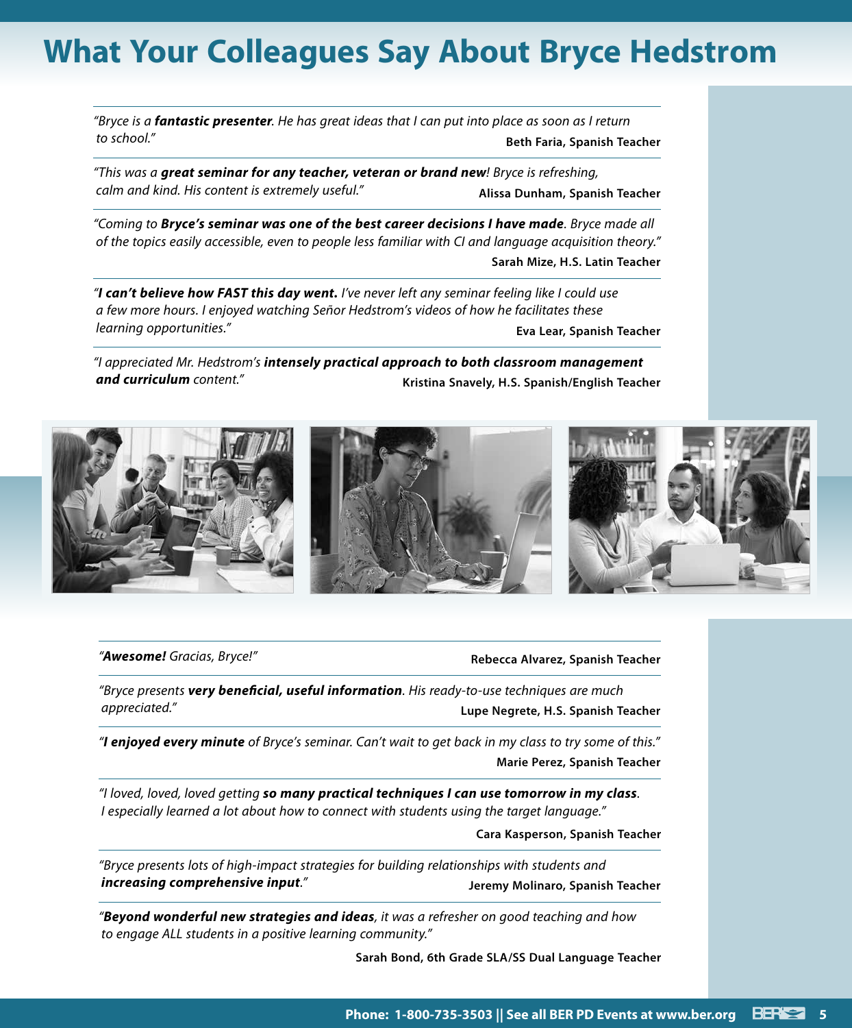# What Your Colleagues Say About Bryce Hedstrom

*"Bryce is a **fantastic presenter**. He has great ideas that I can put into place as soon as I return to school."*

**Beth Faria, Spanish Teacher**

*"This was a **great seminar for any teacher, veteran or brand new**! Bryce is refreshing, calm and kind. His content is extremely useful."*

**Alissa Dunham, Spanish Teacher**

*"Coming to **Bryce's seminar was one of the best career decisions I have made**. Bryce made all of the topics easily accessible, even to people less familiar with CI and language acquisition theory."*

**Sarah Mize, H.S. Latin Teacher**

*"**I can't believe how FAST this day went.** I've never left any seminar feeling like I could use a few more hours. I enjoyed watching Señor Hedstrom's videos of how he facilitates these learning opportunities."*

**Eva Lear, Spanish Teacher**

*"I appreciated Mr. Hedstrom's **intensely practical approach to both classroom management and curriculum** content."*

**Kristina Snavely, H.S. Spanish/English Teacher**

*"**Awesome!** Gracias, Bryce!"*

**Rebecca Alvarez, Spanish Teacher**

*"Bryce presents **very beneficial, useful information**. His ready-to-use techniques are much appreciated."*

**Lupe Negrete, H.S. Spanish Teacher**

*"**I enjoyed every minute** of Bryce's seminar. Can't wait to get back in my class to try some of this."*

**Marie Perez, Spanish Teacher**

*"I loved, loved, loved getting **so many practical techniques I can use tomorrow in my class**. I especially learned a lot about how to connect with students using the target language."*

**Cara Kasperson, Spanish Teacher**

*"Bryce presents lots of high-impact strategies for building relationships with students and **increasing comprehensive input**."*

**Jeremy Molinaro, Spanish Teacher**

*"**Beyond wonderful new strategies and ideas**, it was a refresher on good teaching and how to engage ALL students in a positive learning community."*

**Sarah Bond, 6th Grade SLA/SS Dual Language Teacher**

**Phone: 1-800-735-3503 || See all BER PD Events at www.ber.org**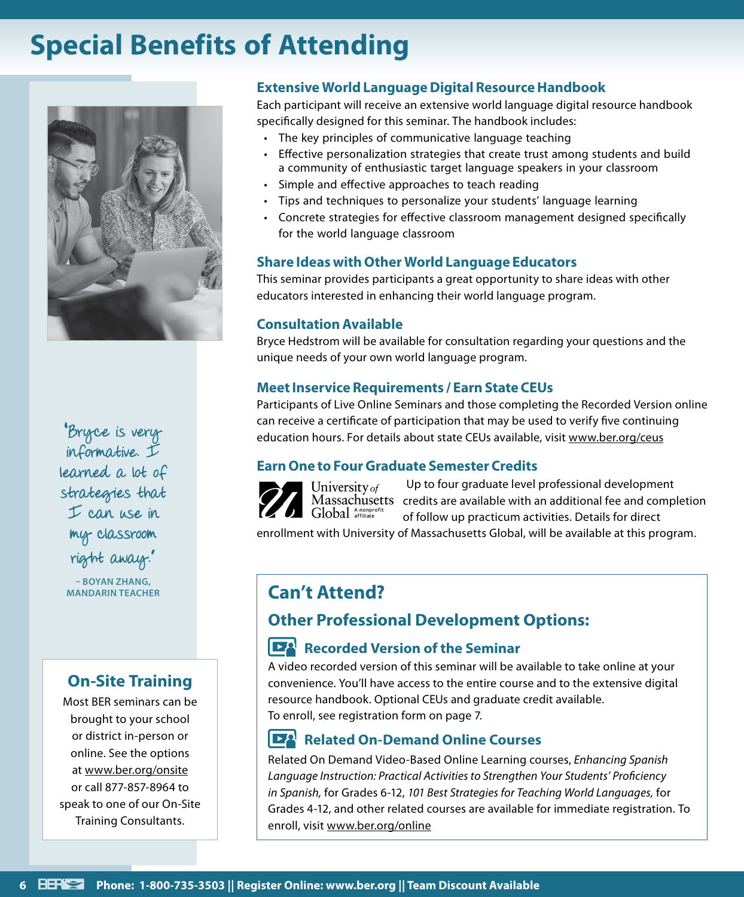# Special Benefits of Attending

## Extensive World Language Digital Resource Handbook

Each participant will receive an extensive world language digital resource handbook specifically designed for this seminar. The handbook includes:

- The key principles of communicative language teaching
- Effective personalization strategies that create trust among students and build a community of enthusiastic target language speakers in your classroom
- Simple and effective approaches to teach reading
- Tips and techniques to personalize your students' language learning
- Concrete strategies for effective classroom management designed specifically for the world language classroom

## Share Ideas with Other World Language Educators

This seminar provides participants a great opportunity to share ideas with other educators interested in enhancing their world language program.

## Consultation Available

Bryce Hedstrom will be available for consultation regarding your questions and the unique needs of your own world language program.

## Meet Inservice Requirements / Earn State CEUs

Participants of Live Online Seminars and those completing the Recorded Version online can receive a certificate of participation that may be used to verify five continuing education hours. For details about state CEUs available, visit www.ber.org/ceus

## Earn One to Four Graduate Semester Credits

University of Massachusetts Global A nonprofit affiliate

Up to four graduate level professional development credits are available with an additional fee and completion of follow up practicum activities. Details for direct enrollment with University of Massachusetts Global, will be available at this program.

"Bryce is very informative. I learned a lot of strategies that I can use in my classroom right away."

– BOYAN ZHANG, MANDARIN TEACHER

## Can't Attend?

### Other Professional Development Options:

#### Recorded Version of the Seminar

A video recorded version of this seminar will be available to take online at your convenience. You'll have access to the entire course and to the extensive digital resource handbook. Optional CEUs and graduate credit available.
To enroll, see registration form on page 7.

#### Related On-Demand Online Courses

Related On Demand Video-Based Online Learning courses, *Enhancing Spanish Language Instruction: Practical Activities to Strengthen Your Students' Proficiency in Spanish,* for Grades 6-12, *101 Best Strategies for Teaching World Languages,* for Grades 4-12, and other related courses are available for immediate registration. To enroll, visit www.ber.org/online

## On-Site Training

Most BER seminars can be brought to your school or district in-person or online. See the options at www.ber.org/onsite or call 877-857-8964 to speak to one of our On-Site Training Consultants.

Phone: 1-800-735-3503 || Register Online: www.ber.org || Team Discount Available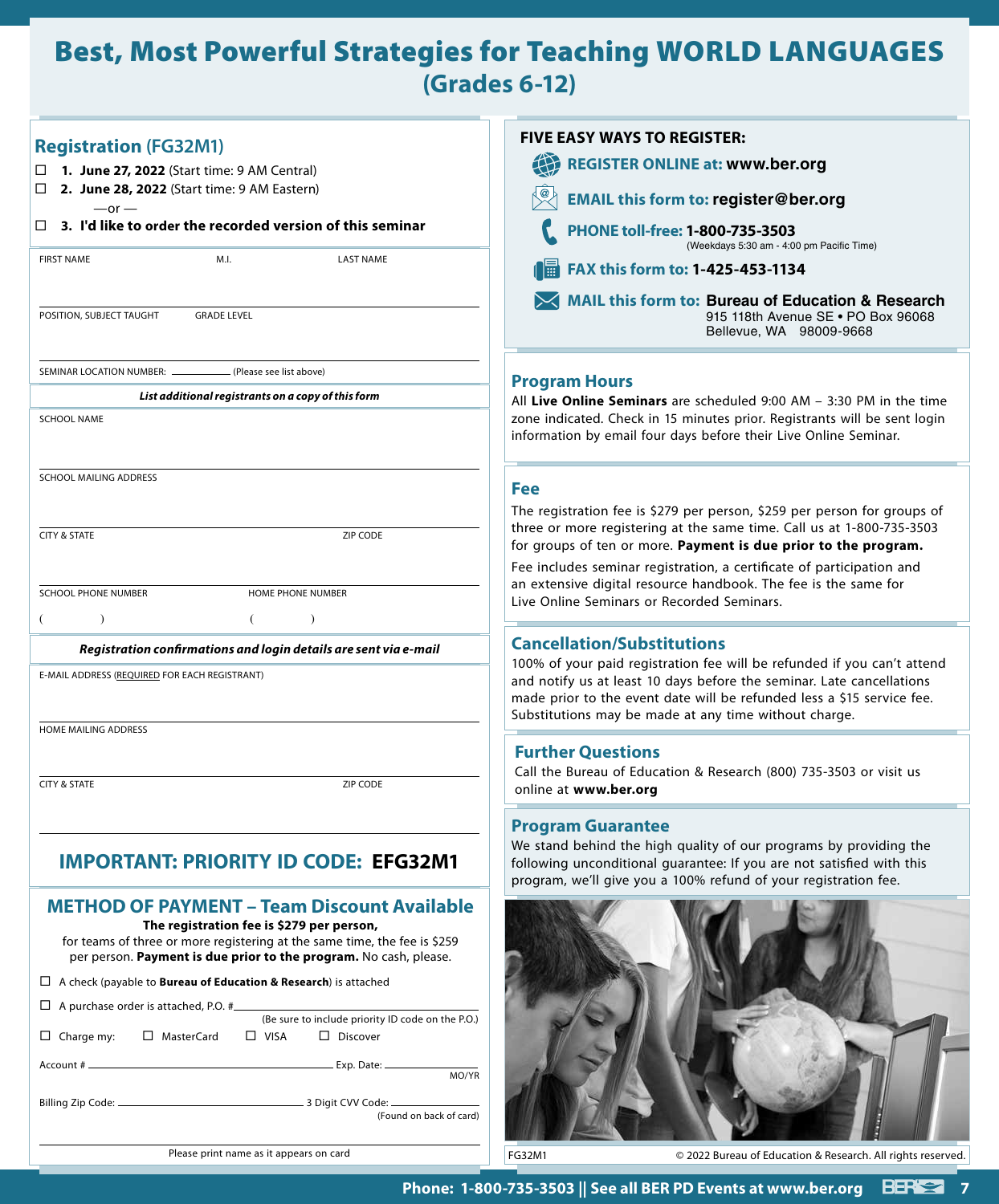# Best, Most Powerful Strategies for Teaching WORLD LANGUAGES
## (Grades 6-12)

## Registration (FG32M1)

- ☐ **1. June 27, 2022** (Start time: 9 AM Central)
- ☐ **2. June 28, 2022** (Start time: 9 AM Eastern)

—or —

- ☐ **3. I'd like to order the recorded version of this seminar**

FIRST NAME M.I. LAST NAME

POSITION, SUBJECT TAUGHT GRADE LEVEL

SEMINAR LOCATION NUMBER: ________ (Please see list above)

***List additional registrants on a copy of this form***

SCHOOL NAME

SCHOOL MAILING ADDRESS

CITY & STATE ZIP CODE

SCHOOL PHONE NUMBER HOME PHONE NUMBER

( ) ( )

***Registration confirmations and login details are sent via e-mail***

E-MAIL ADDRESS (REQUIRED FOR EACH REGISTRANT)

HOME MAILING ADDRESS

CITY & STATE ZIP CODE

## IMPORTANT: PRIORITY ID CODE: EFG32M1

## METHOD OF PAYMENT – Team Discount Available

**The registration fee is $279 per person,**
for teams of three or more registering at the same time, the fee is $259 per person. **Payment is due prior to the program.** No cash, please.

- ☐ A check (payable to **Bureau of Education & Research**) is attached
- ☐ A purchase order is attached, P.O. # ________ (Be sure to include priority ID code on the P.O.)
- ☐ Charge my: ☐ MasterCard ☐ VISA ☐ Discover

Account # ________ Exp. Date: ________ MO/YR

Billing Zip Code: ________ 3 Digit CVV Code: ________ (Found on back of card)

Please print name as it appears on card

## FIVE EASY WAYS TO REGISTER:

- **REGISTER ONLINE at: www.ber.org**
- **EMAIL this form to: register@ber.org**
- **PHONE toll-free: 1-800-735-3503** (Weekdays 5:30 am - 4:00 pm Pacific Time)
- **FAX this form to: 1-425-453-1134**
- **MAIL this form to: Bureau of Education & Research**
  915 118th Avenue SE • PO Box 96068
  Bellevue, WA 98009-9668

## Program Hours

All **Live Online Seminars** are scheduled 9:00 AM – 3:30 PM in the time zone indicated. Check in 15 minutes prior. Registrants will be sent login information by email four days before their Live Online Seminar.

## Fee

The registration fee is $279 per person, $259 per person for groups of three or more registering at the same time. Call us at 1-800-735-3503 for groups of ten or more. **Payment is due prior to the program.**

Fee includes seminar registration, a certificate of participation and an extensive digital resource handbook. The fee is the same for Live Online Seminars or Recorded Seminars.

## Cancellation/Substitutions

100% of your paid registration fee will be refunded if you can't attend and notify us at least 10 days before the seminar. Late cancellations made prior to the event date will be refunded less a $15 service fee. Substitutions may be made at any time without charge.

## Further Questions

Call the Bureau of Education & Research (800) 735-3503 or visit us online at **www.ber.org**

## Program Guarantee

We stand behind the high quality of our programs by providing the following unconditional guarantee: If you are not satisfied with this program, we'll give you a 100% refund of your registration fee.

FG32M1 © 2022 Bureau of Education & Research. All rights reserved.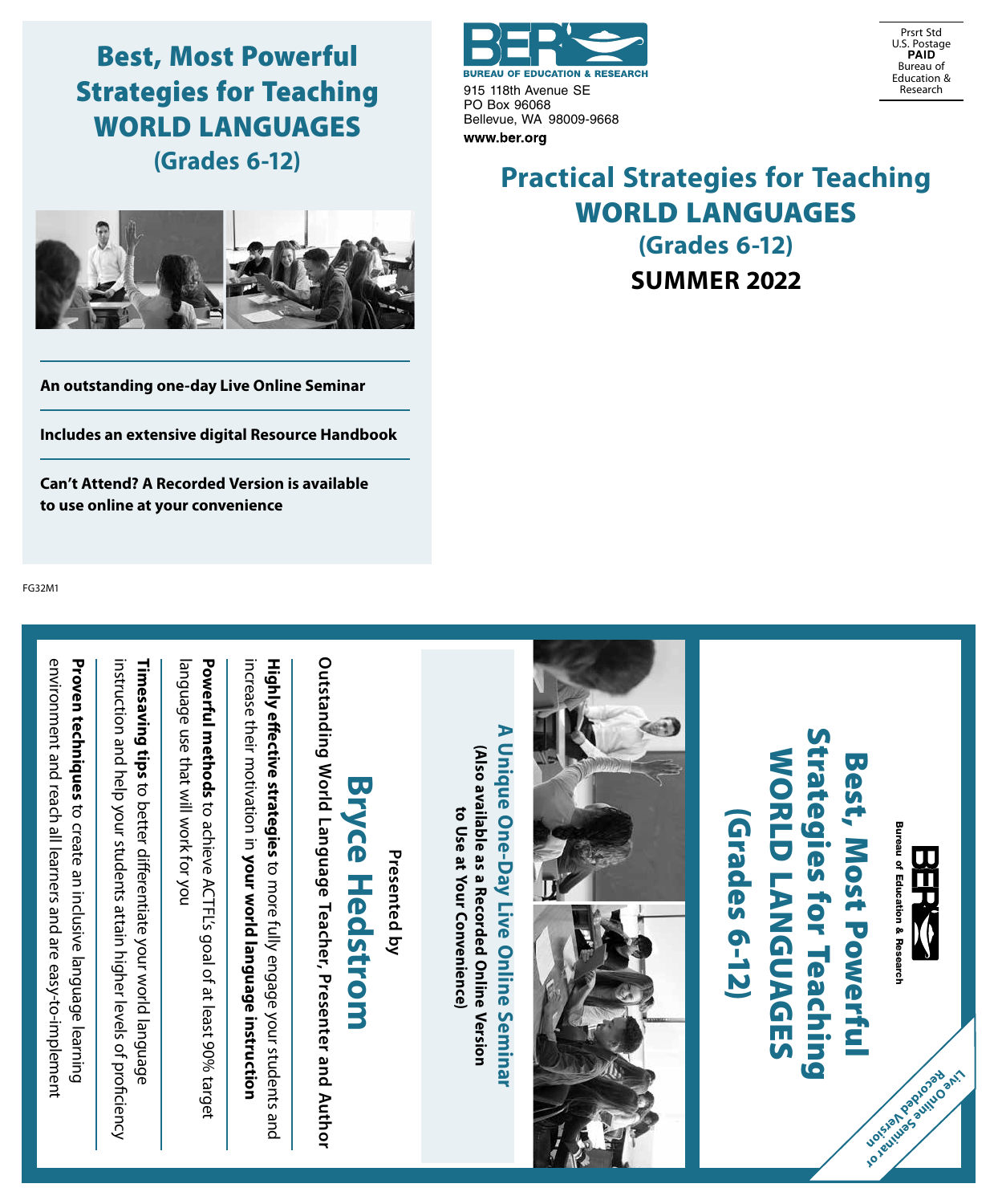# Best, Most Powerful Strategies for Teaching WORLD LANGUAGES

## (Grades 6-12)

**An outstanding one-day Live Online Seminar**

**Includes an extensive digital Resource Handbook**

**Can't Attend? A Recorded Version is available to use online at your convenience**

FG32M1

BER BUREAU OF EDUCATION & RESEARCH

915 118th Avenue SE
PO Box 96068
Bellevue, WA 98009-9668

**www.ber.org**

Prsrt Std
U.S. Postage
**PAID**
Bureau of Education & Research

# Practical Strategies for Teaching WORLD LANGUAGES

## (Grades 6-12)

## SUMMER 2022

Bureau of Education & Research

# Best, Most Powerful Strategies for Teaching WORLD LANGUAGES

## (Grades 6-12)

Live Online Seminar or Recorded Version

**A Unique One-Day Live Online Seminar**

**(Also available as a Recorded Online Version to Use at Your Convenience)**

Presented by

## Bryce Hedstrom

**Outstanding World Language Teacher, Presenter and Author**

**Highly effective strategies** to more fully engage your students and increase their motivation in **your world language instruction**

**Powerful methods** to achieve ACTFL's goal of at least 90% target language use that will work for you

**Timesaving tips** to better differentiate your world language instruction and help your students attain higher levels of proficiency

**Proven techniques** to create an inclusive language learning environment and reach all learners and are easy-to-implement